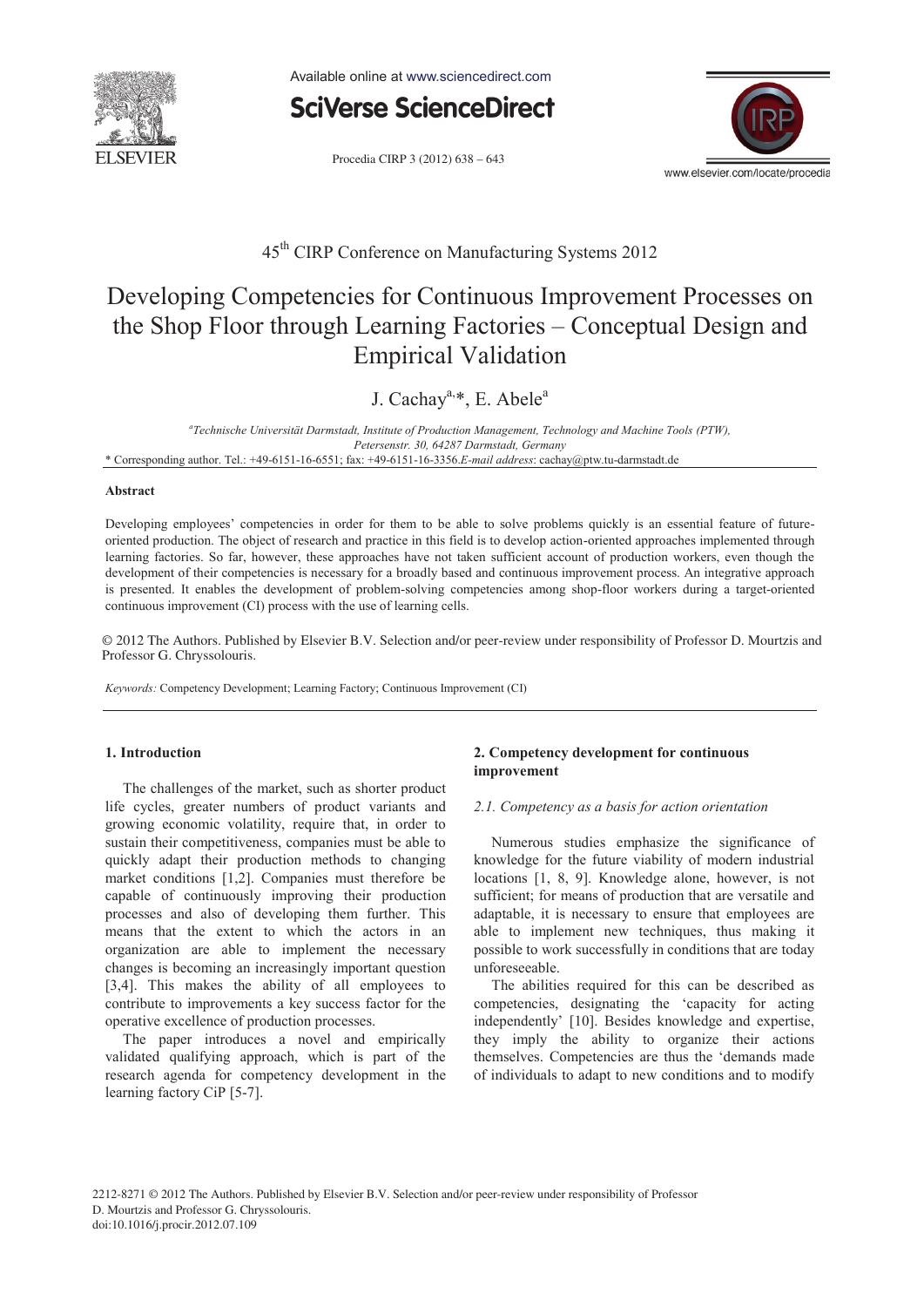45th CIRP Conference on Manufacturing Systems 2012

# Developing Competencies for Continuous Improvement Processes on the Shop Floor through Learning Factories – Conceptual Design and Empirical Validation

J. Cachay[a,*], E. Abele[a]

[a]*Technische Universität Darmstadt, Institute of Production Management, Technology and Machine Tools (PTW), Petersenstr. 30, 64287 Darmstadt, Germany*

\* Corresponding author. Tel.: +49-6151-16-6551; fax: +49-6151-16-3356. *E-mail address*: cachay@ptw.tu-darmstadt.de

### Abstract

Developing employees' competencies in order for them to be able to solve problems quickly is an essential feature of future-oriented production. The object of research and practice in this field is to develop action-oriented approaches implemented through learning factories. So far, however, these approaches have not taken sufficient account of production workers, even though the development of their competencies is necessary for a broadly based and continuous improvement process. An integrative approach is presented. It enables the development of problem-solving competencies among shop-floor workers during a target-oriented continuous improvement (CI) process with the use of learning cells.

© 2012 The Authors. Published by Elsevier B.V. Selection and/or peer-review under responsibility of Professor D. Mourtzis and Professor G. Chryssolouris.

*Keywords:* Competency Development; Learning Factory; Continuous Improvement (CI)

## 1. Introduction

The challenges of the market, such as shorter product life cycles, greater numbers of product variants and growing economic volatility, require that, in order to sustain their competitiveness, companies must be able to quickly adapt their production methods to changing market conditions [1,2]. Companies must therefore be capable of continuously improving their production processes and also of developing them further. This means that the extent to which the actors in an organization are able to implement the necessary changes is becoming an increasingly important question [3,4]. This makes the ability of all employees to contribute to improvements a key success factor for the operative excellence of production processes.

The paper introduces a novel and empirically validated qualifying approach, which is part of the research agenda for competency development in the learning factory CiP [5-7].

## 2. Competency development for continuous improvement

### 2.1. Competency as a basis for action orientation

Numerous studies emphasize the significance of knowledge for the future viability of modern industrial locations [1, 8, 9]. Knowledge alone, however, is not sufficient; for means of production that are versatile and adaptable, it is necessary to ensure that employees are able to implement new techniques, thus making it possible to work successfully in conditions that are today unforeseeable.

The abilities required for this can be described as competencies, designating the 'capacity for acting independently' [10]. Besides knowledge and expertise, they imply the ability to organize their actions themselves. Competencies are thus the 'demands made of individuals to adapt to new conditions and to modify

2212-8271 © 2012 The Authors. Published by Elsevier B.V. Selection and/or peer-review under responsibility of Professor D. Mourtzis and Professor G. Chryssolouris.
doi:10.1016/j.procir.2012.07.109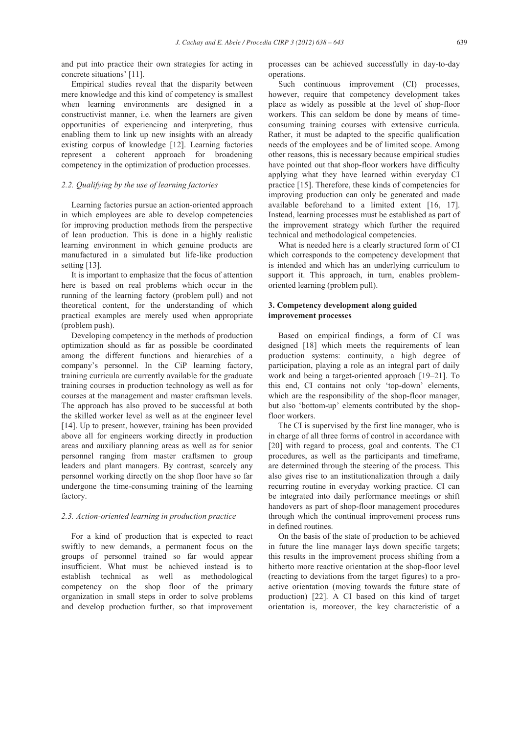and put into practice their own strategies for acting in concrete situations' [11].

Empirical studies reveal that the disparity between mere knowledge and this kind of competency is smallest when learning environments are designed in a constructivist manner, i.e. when the learners are given opportunities of experiencing and interpreting, thus enabling them to link up new insights with an already existing corpus of knowledge [12]. Learning factories represent a coherent approach for broadening competency in the optimization of production processes.

### 2.2. Qualifying by the use of learning factories

Learning factories pursue an action-oriented approach in which employees are able to develop competencies for improving production methods from the perspective of lean production. This is done in a highly realistic learning environment in which genuine products are manufactured in a simulated but life-like production setting [13].

It is important to emphasize that the focus of attention here is based on real problems which occur in the running of the learning factory (problem pull) and not theoretical content, for the understanding of which practical examples are merely used when appropriate (problem push).

Developing competency in the methods of production optimization should as far as possible be coordinated among the different functions and hierarchies of a company's personnel. In the CiP learning factory, training curricula are currently available for the graduate training courses in production technology as well as for courses at the management and master craftsman levels. The approach has also proved to be successful at both the skilled worker level as well as at the engineer level [14]. Up to present, however, training has been provided above all for engineers working directly in production areas and auxiliary planning areas as well as for senior personnel ranging from master craftsmen to group leaders and plant managers. By contrast, scarcely any personnel working directly on the shop floor have so far undergone the time-consuming training of the learning factory.

### 2.3. Action-oriented learning in production practice

For a kind of production that is expected to react swiftly to new demands, a permanent focus on the groups of personnel trained so far would appear insufficient. What must be achieved instead is to establish technical as well as methodological competency on the shop floor of the primary organization in small steps in order to solve problems and develop production further, so that improvement processes can be achieved successfully in day-to-day operations.

Such continuous improvement (CI) processes, however, require that competency development takes place as widely as possible at the level of shop-floor workers. This can seldom be done by means of time-consuming training courses with extensive curricula. Rather, it must be adapted to the specific qualification needs of the employees and be of limited scope. Among other reasons, this is necessary because empirical studies have pointed out that shop-floor workers have difficulty applying what they have learned within everyday CI practice [15]. Therefore, these kinds of competencies for improving production can only be generated and made available beforehand to a limited extent [16, 17]. Instead, learning processes must be established as part of the improvement strategy which further the required technical and methodological competencies.

What is needed here is a clearly structured form of CI which corresponds to the competency development that is intended and which has an underlying curriculum to support it. This approach, in turn, enables problem-oriented learning (problem pull).

## 3. Competency development along guided improvement processes

Based on empirical findings, a form of CI was designed [18] which meets the requirements of lean production systems: continuity, a high degree of participation, playing a role as an integral part of daily work and being a target-oriented approach [19–21]. To this end, CI contains not only 'top-down' elements, which are the responsibility of the shop-floor manager, but also 'bottom-up' elements contributed by the shop-floor workers.

The CI is supervised by the first line manager, who is in charge of all three forms of control in accordance with [20] with regard to process, goal and contents. The CI procedures, as well as the participants and timeframe, are determined through the steering of the process. This also gives rise to an institutionalization through a daily recurring routine in everyday working practice. CI can be integrated into daily performance meetings or shift handovers as part of shop-floor management procedures through which the continual improvement process runs in defined routines.

On the basis of the state of production to be achieved in future the line manager lays down specific targets; this results in the improvement process shifting from a hitherto more reactive orientation at the shop-floor level (reacting to deviations from the target figures) to a pro-active orientation (moving towards the future state of production) [22]. A CI based on this kind of target orientation is, moreover, the key characteristic of a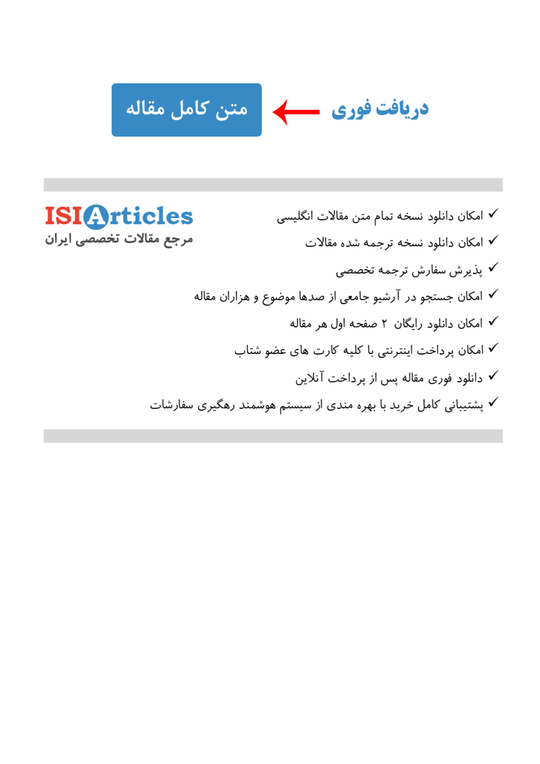دریافت فوری ← متن کامل مقاله

**ISIArticles**
مرجع مقالات تخصصی ایران

- ✓ امکان دانلود نسخه تمام متن مقالات انگلیسی
- ✓ امکان دانلود نسخه ترجمه شده مقالات
- ✓ پذیرش سفارش ترجمه تخصصی
- ✓ امکان جستجو در آرشیو جامعی از صدها موضوع و هزاران مقاله
- ✓ امکان دانلود رایگان ۲ صفحه اول هر مقاله
- ✓ امکان پرداخت اینترنتی با کلیه کارت های عضو شتاب
- ✓ دانلود فوری مقاله پس از پرداخت آنلاین
- ✓ پشتیبانی کامل خرید با بهره مندی از سیستم هوشمند رهگیری سفارشات